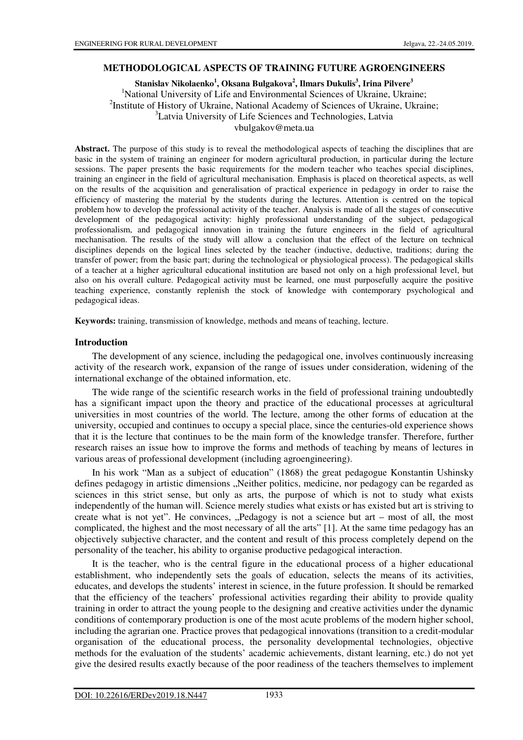# METHODOLOGICAL ASPECTS OF TRAINING FUTURE AGROENGINEERS

**Stanislav Nikolaenko[1], Oksana Bulgakova[2], Ilmars Dukulis[3], Irina Pilvere[3]**

[1]National University of Life and Environmental Sciences of Ukraine, Ukraine;
[2]Institute of History of Ukraine, National Academy of Sciences of Ukraine, Ukraine;
[3]Latvia University of Life Sciences and Technologies, Latvia
vbulgakov@meta.ua

**Abstract.** The purpose of this study is to reveal the methodological aspects of teaching the disciplines that are basic in the system of training an engineer for modern agricultural production, in particular during the lecture sessions. The paper presents the basic requirements for the modern teacher who teaches special disciplines, training an engineer in the field of agricultural mechanisation. Emphasis is placed on theoretical aspects, as well on the results of the acquisition and generalisation of practical experience in pedagogy in order to raise the efficiency of mastering the material by the students during the lectures. Attention is centred on the topical problem how to develop the professional activity of the teacher. Analysis is made of all the stages of consecutive development of the pedagogical activity: highly professional understanding of the subject, pedagogical professionalism, and pedagogical innovation in training the future engineers in the field of agricultural mechanisation. The results of the study will allow a conclusion that the effect of the lecture on technical disciplines depends on the logical lines selected by the teacher (inductive, deductive, traditions; during the transfer of power; from the basic part; during the technological or physiological process). The pedagogical skills of a teacher at a higher agricultural educational institution are based not only on a high professional level, but also on his overall culture. Pedagogical activity must be learned, one must purposefully acquire the positive teaching experience, constantly replenish the stock of knowledge with contemporary psychological and pedagogical ideas.

**Keywords:** training, transmission of knowledge, methods and means of teaching, lecture.

## Introduction

The development of any science, including the pedagogical one, involves continuously increasing activity of the research work, expansion of the range of issues under consideration, widening of the international exchange of the obtained information, etc.

The wide range of the scientific research works in the field of professional training undoubtedly has a significant impact upon the theory and practice of the educational processes at agricultural universities in most countries of the world. The lecture, among the other forms of education at the university, occupied and continues to occupy a special place, since the centuries-old experience shows that it is the lecture that continues to be the main form of the knowledge transfer. Therefore, further research raises an issue how to improve the forms and methods of teaching by means of lectures in various areas of professional development (including agroengineering).

In his work "Man as a subject of education" (1868) the great pedagogue Konstantin Ushinsky defines pedagogy in artistic dimensions „Neither politics, medicine, nor pedagogy can be regarded as sciences in this strict sense, but only as arts, the purpose of which is not to study what exists independently of the human will. Science merely studies what exists or has existed but art is striving to create what is not yet". He convinces, „Pedagogy is not a science but art – most of all, the most complicated, the highest and the most necessary of all the arts" [1]. At the same time pedagogy has an objectively subjective character, and the content and result of this process completely depend on the personality of the teacher, his ability to organise productive pedagogical interaction.

It is the teacher, who is the central figure in the educational process of a higher educational establishment, who independently sets the goals of education, selects the means of its activities, educates, and develops the students' interest in science, in the future profession. It should be remarked that the efficiency of the teachers' professional activities regarding their ability to provide quality training in order to attract the young people to the designing and creative activities under the dynamic conditions of contemporary production is one of the most acute problems of the modern higher school, including the agrarian one. Practice proves that pedagogical innovations (transition to a credit-modular organisation of the educational process, the personality developmental technologies, objective methods for the evaluation of the students' academic achievements, distant learning, etc.) do not yet give the desired results exactly because of the poor readiness of the teachers themselves to implement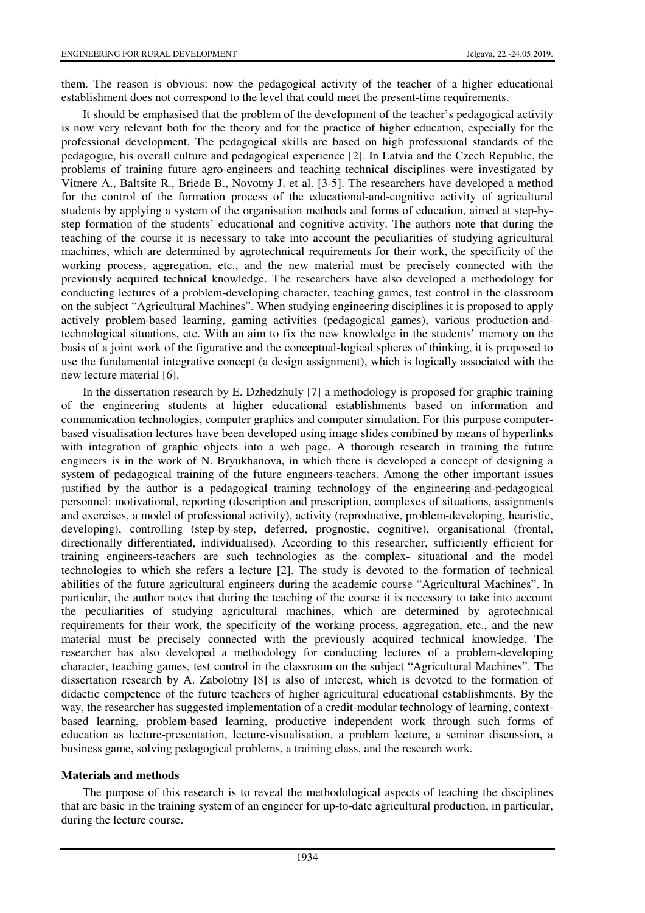them. The reason is obvious: now the pedagogical activity of the teacher of a higher educational establishment does not correspond to the level that could meet the present-time requirements.

It should be emphasised that the problem of the development of the teacher's pedagogical activity is now very relevant both for the theory and for the practice of higher education, especially for the professional development. The pedagogical skills are based on high professional standards of the pedagogue, his overall culture and pedagogical experience [2]. In Latvia and the Czech Republic, the problems of training future agro-engineers and teaching technical disciplines were investigated by Vitnere A., Baltsite R., Briede B., Novotny J. et al. [3-5]. The researchers have developed a method for the control of the formation process of the educational-and-cognitive activity of agricultural students by applying a system of the organisation methods and forms of education, aimed at step-by-step formation of the students' educational and cognitive activity. The authors note that during the teaching of the course it is necessary to take into account the peculiarities of studying agricultural machines, which are determined by agrotechnical requirements for their work, the specificity of the working process, aggregation, etc., and the new material must be precisely connected with the previously acquired technical knowledge. The researchers have also developed a methodology for conducting lectures of a problem-developing character, teaching games, test control in the classroom on the subject "Agricultural Machines". When studying engineering disciplines it is proposed to apply actively problem-based learning, gaming activities (pedagogical games), various production-and-technological situations, etc. With an aim to fix the new knowledge in the students' memory on the basis of a joint work of the figurative and the conceptual-logical spheres of thinking, it is proposed to use the fundamental integrative concept (a design assignment), which is logically associated with the new lecture material [6].

In the dissertation research by E. Dzhedzhuly [7] a methodology is proposed for graphic training of the engineering students at higher educational establishments based on information and communication technologies, computer graphics and computer simulation. For this purpose computer-based visualisation lectures have been developed using image slides combined by means of hyperlinks with integration of graphic objects into a web page. A thorough research in training the future engineers is in the work of N. Bryukhanova, in which there is developed a concept of designing a system of pedagogical training of the future engineers-teachers. Among the other important issues justified by the author is a pedagogical training technology of the engineering-and-pedagogical personnel: motivational, reporting (description and prescription, complexes of situations, assignments and exercises, a model of professional activity), activity (reproductive, problem-developing, heuristic, developing), controlling (step-by-step, deferred, prognostic, cognitive), organisational (frontal, directionally differentiated, individualised). According to this researcher, sufficiently efficient for training engineers-teachers are such technologies as the complex- situational and the model technologies to which she refers a lecture [2]. The study is devoted to the formation of technical abilities of the future agricultural engineers during the academic course "Agricultural Machines". In particular, the author notes that during the teaching of the course it is necessary to take into account the peculiarities of studying agricultural machines, which are determined by agrotechnical requirements for their work, the specificity of the working process, aggregation, etc., and the new material must be precisely connected with the previously acquired technical knowledge. The researcher has also developed a methodology for conducting lectures of a problem-developing character, teaching games, test control in the classroom on the subject "Agricultural Machines". The dissertation research by A. Zabolotny [8] is also of interest, which is devoted to the formation of didactic competence of the future teachers of higher agricultural educational establishments. By the way, the researcher has suggested implementation of a credit-modular technology of learning, context-based learning, problem-based learning, productive independent work through such forms of education as lecture-presentation, lecture-visualisation, a problem lecture, a seminar discussion, a business game, solving pedagogical problems, a training class, and the research work.

## Materials and methods

The purpose of this research is to reveal the methodological aspects of teaching the disciplines that are basic in the training system of an engineer for up-to-date agricultural production, in particular, during the lecture course.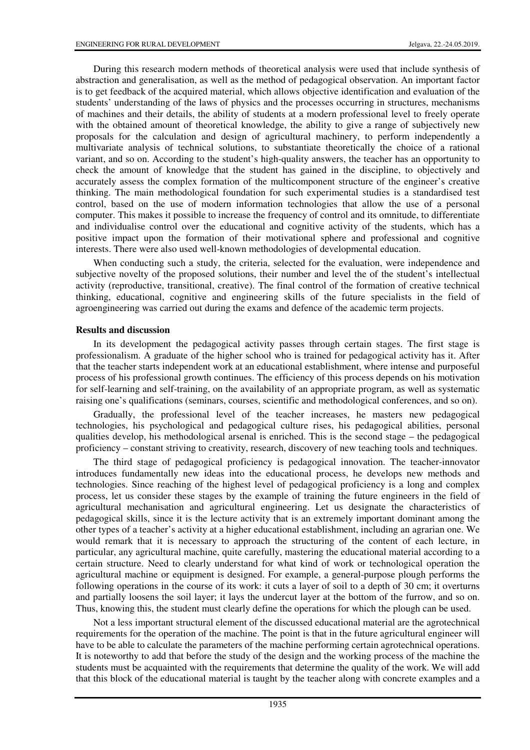During this research modern methods of theoretical analysis were used that include synthesis of abstraction and generalisation, as well as the method of pedagogical observation. An important factor is to get feedback of the acquired material, which allows objective identification and evaluation of the students' understanding of the laws of physics and the processes occurring in structures, mechanisms of machines and their details, the ability of students at a modern professional level to freely operate with the obtained amount of theoretical knowledge, the ability to give a range of subjectively new proposals for the calculation and design of agricultural machinery, to perform independently a multivariate analysis of technical solutions, to substantiate theoretically the choice of a rational variant, and so on. According to the student's high-quality answers, the teacher has an opportunity to check the amount of knowledge that the student has gained in the discipline, to objectively and accurately assess the complex formation of the multicomponent structure of the engineer's creative thinking. The main methodological foundation for such experimental studies is a standardised test control, based on the use of modern information technologies that allow the use of a personal computer. This makes it possible to increase the frequency of control and its omnitude, to differentiate and individualise control over the educational and cognitive activity of the students, which has a positive impact upon the formation of their motivational sphere and professional and cognitive interests. There were also used well-known methodologies of developmental education.

When conducting such a study, the criteria, selected for the evaluation, were independence and subjective novelty of the proposed solutions, their number and level the of the student's intellectual activity (reproductive, transitional, creative). The final control of the formation of creative technical thinking, educational, cognitive and engineering skills of the future specialists in the field of agroengineering was carried out during the exams and defence of the academic term projects.

## Results and discussion

In its development the pedagogical activity passes through certain stages. The first stage is professionalism. A graduate of the higher school who is trained for pedagogical activity has it. After that the teacher starts independent work at an educational establishment, where intense and purposeful process of his professional growth continues. The efficiency of this process depends on his motivation for self-learning and self-training, on the availability of an appropriate program, as well as systematic raising one's qualifications (seminars, courses, scientific and methodological conferences, and so on).

Gradually, the professional level of the teacher increases, he masters new pedagogical technologies, his psychological and pedagogical culture rises, his pedagogical abilities, personal qualities develop, his methodological arsenal is enriched. This is the second stage – the pedagogical proficiency – constant striving to creativity, research, discovery of new teaching tools and techniques.

The third stage of pedagogical proficiency is pedagogical innovation. The teacher-innovator introduces fundamentally new ideas into the educational process, he develops new methods and technologies. Since reaching of the highest level of pedagogical proficiency is a long and complex process, let us consider these stages by the example of training the future engineers in the field of agricultural mechanisation and agricultural engineering. Let us designate the characteristics of pedagogical skills, since it is the lecture activity that is an extremely important dominant among the other types of a teacher's activity at a higher educational establishment, including an agrarian one. We would remark that it is necessary to approach the structuring of the content of each lecture, in particular, any agricultural machine, quite carefully, mastering the educational material according to a certain structure. Need to clearly understand for what kind of work or technological operation the agricultural machine or equipment is designed. For example, a general-purpose plough performs the following operations in the course of its work: it cuts a layer of soil to a depth of 30 cm; it overturns and partially loosens the soil layer; it lays the undercut layer at the bottom of the furrow, and so on. Thus, knowing this, the student must clearly define the operations for which the plough can be used.

Not a less important structural element of the discussed educational material are the agrotechnical requirements for the operation of the machine. The point is that in the future agricultural engineer will have to be able to calculate the parameters of the machine performing certain agrotechnical operations. It is noteworthy to add that before the study of the design and the working process of the machine the students must be acquainted with the requirements that determine the quality of the work. We will add that this block of the educational material is taught by the teacher along with concrete examples and a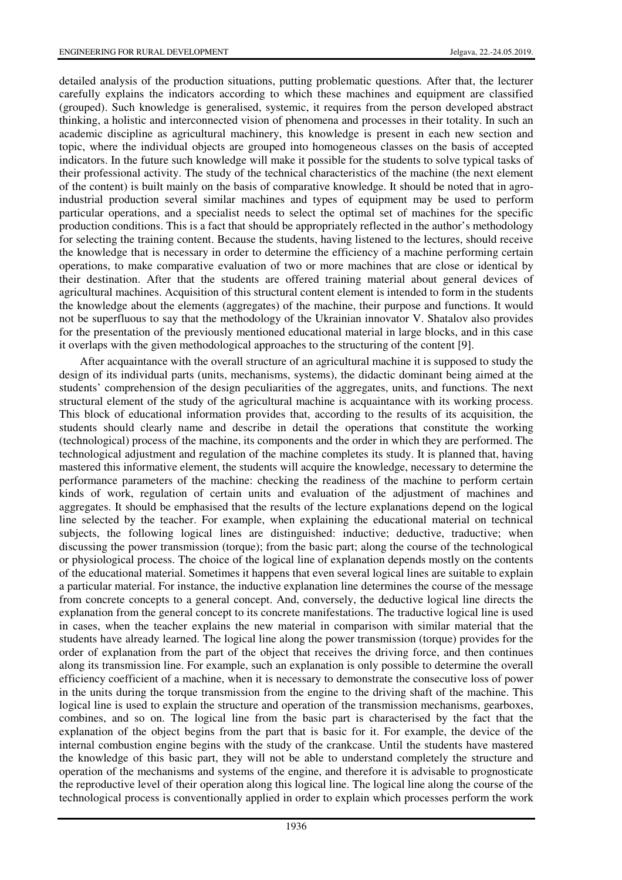detailed analysis of the production situations, putting problematic questions. After that, the lecturer carefully explains the indicators according to which these machines and equipment are classified (grouped). Such knowledge is generalised, systemic, it requires from the person developed abstract thinking, a holistic and interconnected vision of phenomena and processes in their totality. In such an academic discipline as agricultural machinery, this knowledge is present in each new section and topic, where the individual objects are grouped into homogeneous classes on the basis of accepted indicators. In the future such knowledge will make it possible for the students to solve typical tasks of their professional activity. The study of the technical characteristics of the machine (the next element of the content) is built mainly on the basis of comparative knowledge. It should be noted that in agro-industrial production several similar machines and types of equipment may be used to perform particular operations, and a specialist needs to select the optimal set of machines for the specific production conditions. This is a fact that should be appropriately reflected in the author's methodology for selecting the training content. Because the students, having listened to the lectures, should receive the knowledge that is necessary in order to determine the efficiency of a machine performing certain operations, to make comparative evaluation of two or more machines that are close or identical by their destination. After that the students are offered training material about general devices of agricultural machines. Acquisition of this structural content element is intended to form in the students the knowledge about the elements (aggregates) of the machine, their purpose and functions. It would not be superfluous to say that the methodology of the Ukrainian innovator V. Shatalov also provides for the presentation of the previously mentioned educational material in large blocks, and in this case it overlaps with the given methodological approaches to the structuring of the content [9].

After acquaintance with the overall structure of an agricultural machine it is supposed to study the design of its individual parts (units, mechanisms, systems), the didactic dominant being aimed at the students' comprehension of the design peculiarities of the aggregates, units, and functions. The next structural element of the study of the agricultural machine is acquaintance with its working process. This block of educational information provides that, according to the results of its acquisition, the students should clearly name and describe in detail the operations that constitute the working (technological) process of the machine, its components and the order in which they are performed. The technological adjustment and regulation of the machine completes its study. It is planned that, having mastered this informative element, the students will acquire the knowledge, necessary to determine the performance parameters of the machine: checking the readiness of the machine to perform certain kinds of work, regulation of certain units and evaluation of the adjustment of machines and aggregates. It should be emphasised that the results of the lecture explanations depend on the logical line selected by the teacher. For example, when explaining the educational material on technical subjects, the following logical lines are distinguished: inductive; deductive, traductive; when discussing the power transmission (torque); from the basic part; along the course of the technological or physiological process. The choice of the logical line of explanation depends mostly on the contents of the educational material. Sometimes it happens that even several logical lines are suitable to explain a particular material. For instance, the inductive explanation line determines the course of the message from concrete concepts to a general concept. And, conversely, the deductive logical line directs the explanation from the general concept to its concrete manifestations. The traductive logical line is used in cases, when the teacher explains the new material in comparison with similar material that the students have already learned. The logical line along the power transmission (torque) provides for the order of explanation from the part of the object that receives the driving force, and then continues along its transmission line. For example, such an explanation is only possible to determine the overall efficiency coefficient of a machine, when it is necessary to demonstrate the consecutive loss of power in the units during the torque transmission from the engine to the driving shaft of the machine. This logical line is used to explain the structure and operation of the transmission mechanisms, gearboxes, combines, and so on. The logical line from the basic part is characterised by the fact that the explanation of the object begins from the part that is basic for it. For example, the device of the internal combustion engine begins with the study of the crankcase. Until the students have mastered the knowledge of this basic part, they will not be able to understand completely the structure and operation of the mechanisms and systems of the engine, and therefore it is advisable to prognosticate the reproductive level of their operation along this logical line. The logical line along the course of the technological process is conventionally applied in order to explain which processes perform the work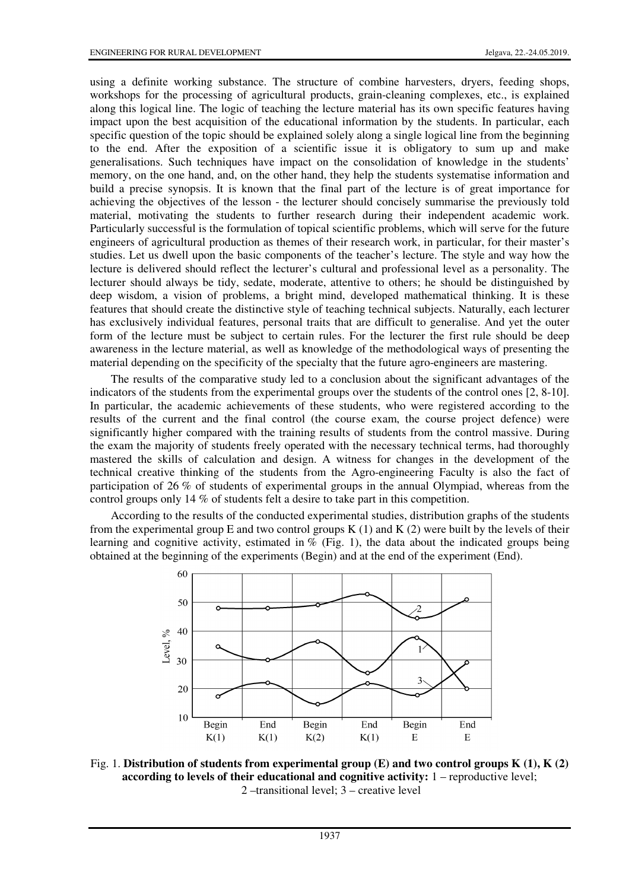using a definite working substance. The structure of combine harvesters, dryers, feeding shops, workshops for the processing of agricultural products, grain-cleaning complexes, etc., is explained along this logical line. The logic of teaching the lecture material has its own specific features having impact upon the best acquisition of the educational information by the students. In particular, each specific question of the topic should be explained solely along a single logical line from the beginning to the end. After the exposition of a scientific issue it is obligatory to sum up and make generalisations. Such techniques have impact on the consolidation of knowledge in the students' memory, on the one hand, and, on the other hand, they help the students systematise information and build a precise synopsis. It is known that the final part of the lecture is of great importance for achieving the objectives of the lesson - the lecturer should concisely summarise the previously told material, motivating the students to further research during their independent academic work. Particularly successful is the formulation of topical scientific problems, which will serve for the future engineers of agricultural production as themes of their research work, in particular, for their master's studies. Let us dwell upon the basic components of the teacher's lecture. The style and way how the lecture is delivered should reflect the lecturer's cultural and professional level as a personality. The lecturer should always be tidy, sedate, moderate, attentive to others; he should be distinguished by deep wisdom, a vision of problems, a bright mind, developed mathematical thinking. It is these features that should create the distinctive style of teaching technical subjects. Naturally, each lecturer has exclusively individual features, personal traits that are difficult to generalise. And yet the outer form of the lecture must be subject to certain rules. For the lecturer the first rule should be deep awareness in the lecture material, as well as knowledge of the methodological ways of presenting the material depending on the specificity of the specialty that the future agro-engineers are mastering.

The results of the comparative study led to a conclusion about the significant advantages of the indicators of the students from the experimental groups over the students of the control ones [2, 8-10]. In particular, the academic achievements of these students, who were registered according to the results of the current and the final control (the course exam, the course project defence) were significantly higher compared with the training results of students from the control massive. During the exam the majority of students freely operated with the necessary technical terms, had thoroughly mastered the skills of calculation and design. A witness for changes in the development of the technical creative thinking of the students from the Agro-engineering Faculty is also the fact of participation of 26 % of students of experimental groups in the annual Olympiad, whereas from the control groups only 14 % of students felt a desire to take part in this competition.

According to the results of the conducted experimental studies, distribution graphs of the students from the experimental group E and two control groups K (1) and K (2) were built by the levels of their learning and cognitive activity, estimated in % (Fig. 1), the data about the indicated groups being obtained at the beginning of the experiments (Begin) and at the end of the experiment (End).

Fig. 1. **Distribution of students from experimental group (E) and two control groups K (1), K (2) according to levels of their educational and cognitive activity:** 1 – reproductive level; 2 –transitional level; 3 – creative level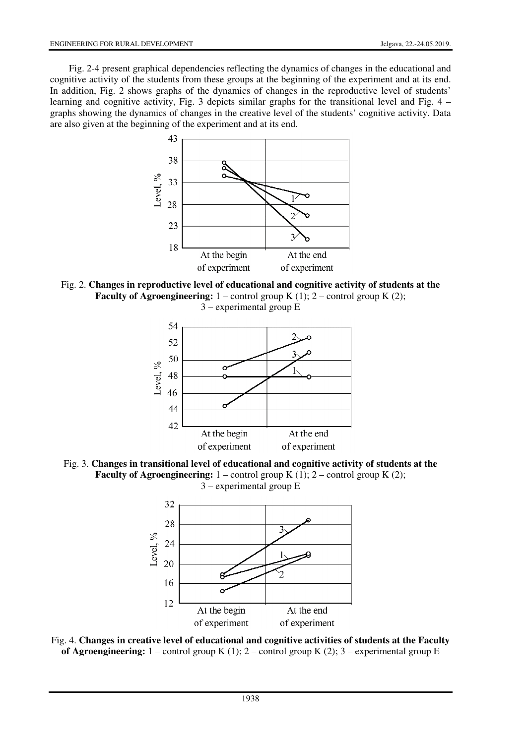Fig. 2-4 present graphical dependencies reflecting the dynamics of changes in the educational and cognitive activity of the students from these groups at the beginning of the experiment and at its end. In addition, Fig. 2 shows graphs of the dynamics of changes in the reproductive level of students' learning and cognitive activity, Fig. 3 depicts similar graphs for the transitional level and Fig. 4 – graphs showing the dynamics of changes in the creative level of the students' cognitive activity. Data are also given at the beginning of the experiment and at its end.

Fig. 2. **Changes in reproductive level of educational and cognitive activity of students at the Faculty of Agroengineering:** 1 – control group K (1); 2 – control group K (2); 3 – experimental group E

Fig. 3. **Changes in transitional level of educational and cognitive activity of students at the Faculty of Agroengineering:** 1 – control group K (1); 2 – control group K (2); 3 – experimental group E

Fig. 4. **Changes in creative level of educational and cognitive activities of students at the Faculty of Agroengineering:** 1 – control group K (1); 2 – control group K (2); 3 – experimental group E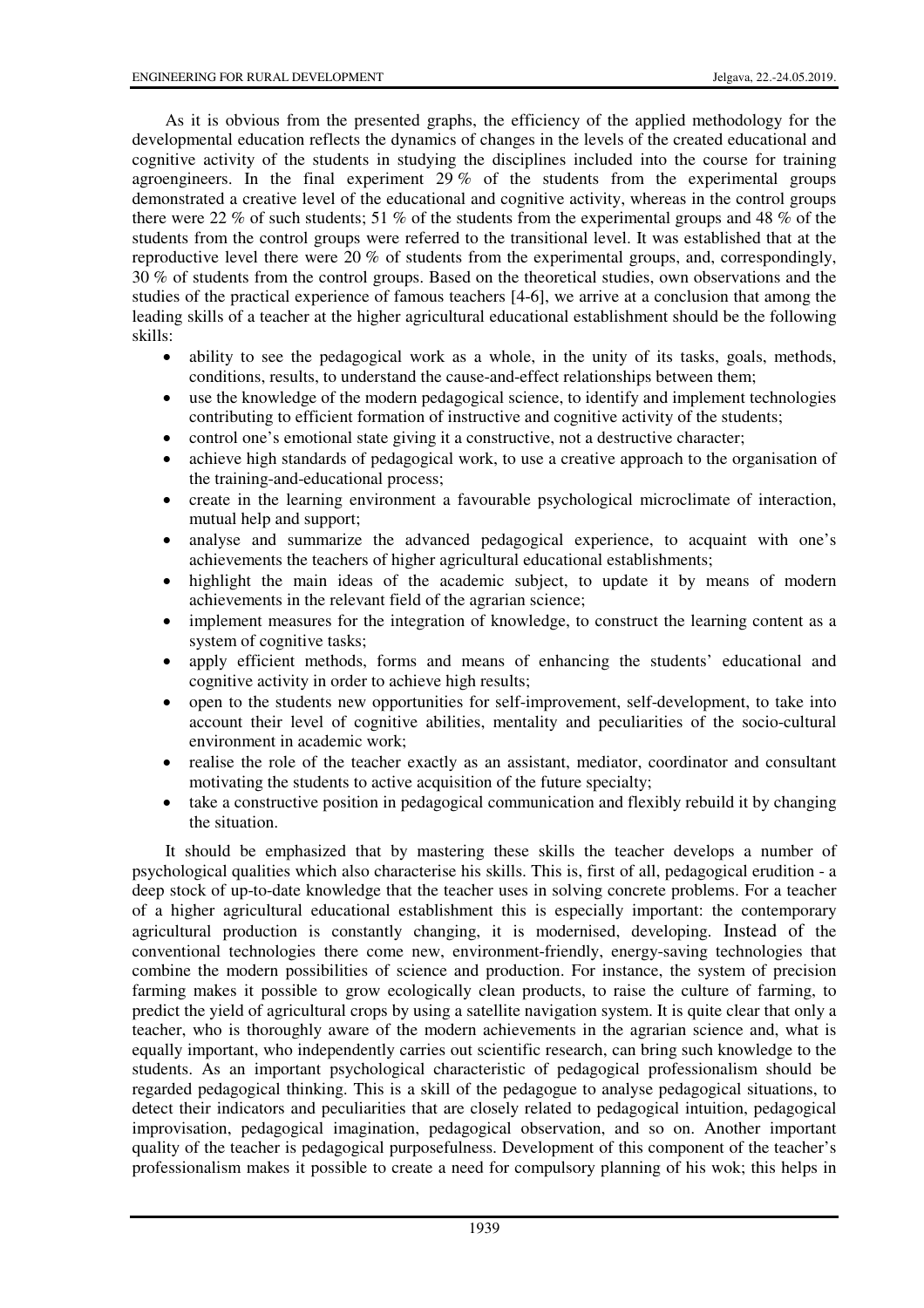As it is obvious from the presented graphs, the efficiency of the applied methodology for the developmental education reflects the dynamics of changes in the levels of the created educational and cognitive activity of the students in studying the disciplines included into the course for training agroengineers. In the final experiment 29 % of the students from the experimental groups demonstrated a creative level of the educational and cognitive activity, whereas in the control groups there were 22 % of such students; 51 % of the students from the experimental groups and 48 % of the students from the control groups were referred to the transitional level. It was established that at the reproductive level there were 20 % of students from the experimental groups, and, correspondingly, 30 % of students from the control groups. Based on the theoretical studies, own observations and the studies of the practical experience of famous teachers [4-6], we arrive at a conclusion that among the leading skills of a teacher at the higher agricultural educational establishment should be the following skills:

- ability to see the pedagogical work as a whole, in the unity of its tasks, goals, methods, conditions, results, to understand the cause-and-effect relationships between them;
- use the knowledge of the modern pedagogical science, to identify and implement technologies contributing to efficient formation of instructive and cognitive activity of the students;
- control one's emotional state giving it a constructive, not a destructive character;
- achieve high standards of pedagogical work, to use a creative approach to the organisation of the training-and-educational process;
- create in the learning environment a favourable psychological microclimate of interaction, mutual help and support;
- analyse and summarize the advanced pedagogical experience, to acquaint with one's achievements the teachers of higher agricultural educational establishments;
- highlight the main ideas of the academic subject, to update it by means of modern achievements in the relevant field of the agrarian science;
- implement measures for the integration of knowledge, to construct the learning content as a system of cognitive tasks;
- apply efficient methods, forms and means of enhancing the students' educational and cognitive activity in order to achieve high results;
- open to the students new opportunities for self-improvement, self-development, to take into account their level of cognitive abilities, mentality and peculiarities of the socio-cultural environment in academic work;
- realise the role of the teacher exactly as an assistant, mediator, coordinator and consultant motivating the students to active acquisition of the future specialty;
- take a constructive position in pedagogical communication and flexibly rebuild it by changing the situation.

It should be emphasized that by mastering these skills the teacher develops a number of psychological qualities which also characterise his skills. This is, first of all, pedagogical erudition - a deep stock of up-to-date knowledge that the teacher uses in solving concrete problems. For a teacher of a higher agricultural educational establishment this is especially important: the contemporary agricultural production is constantly changing, it is modernised, developing. Instead of the conventional technologies there come new, environment-friendly, energy-saving technologies that combine the modern possibilities of science and production. For instance, the system of precision farming makes it possible to grow ecologically clean products, to raise the culture of farming, to predict the yield of agricultural crops by using a satellite navigation system. It is quite clear that only a teacher, who is thoroughly aware of the modern achievements in the agrarian science and, what is equally important, who independently carries out scientific research, can bring such knowledge to the students. As an important psychological characteristic of pedagogical professionalism should be regarded pedagogical thinking. This is a skill of the pedagogue to analyse pedagogical situations, to detect their indicators and peculiarities that are closely related to pedagogical intuition, pedagogical improvisation, pedagogical imagination, pedagogical observation, and so on. Another important quality of the teacher is pedagogical purposefulness. Development of this component of the teacher's professionalism makes it possible to create a need for compulsory planning of his wok; this helps in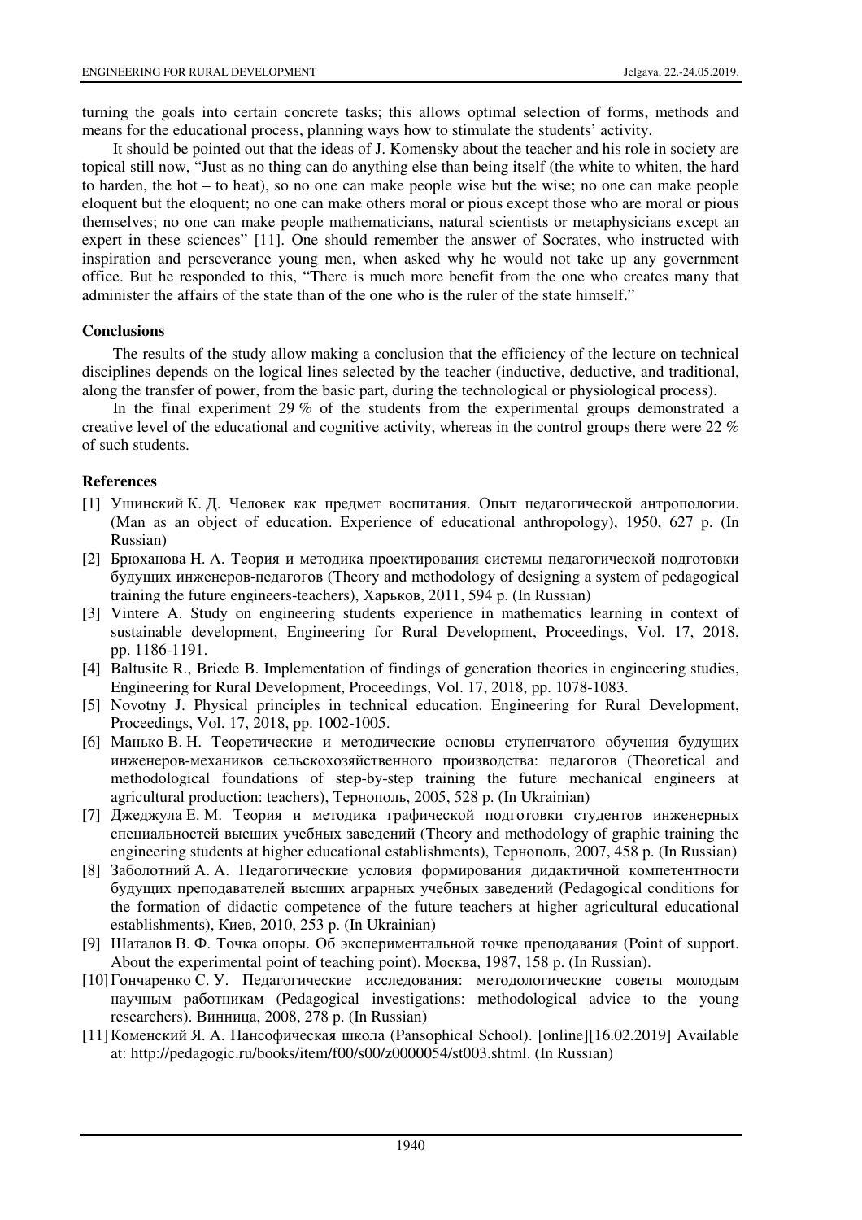turning the goals into certain concrete tasks; this allows optimal selection of forms, methods and means for the educational process, planning ways how to stimulate the students' activity.

It should be pointed out that the ideas of J. Komensky about the teacher and his role in society are topical still now, "Just as no thing can do anything else than being itself (the white to whiten, the hard to harden, the hot – to heat), so no one can make people wise but the wise; no one can make people eloquent but the eloquent; no one can make others moral or pious except those who are moral or pious themselves; no one can make people mathematicians, natural scientists or metaphysicians except an expert in these sciences" [11]. One should remember the answer of Socrates, who instructed with inspiration and perseverance young men, when asked why he would not take up any government office. But he responded to this, "There is much more benefit from the one who creates many that administer the affairs of the state than of the one who is the ruler of the state himself."

## Conclusions

The results of the study allow making a conclusion that the efficiency of the lecture on technical disciplines depends on the logical lines selected by the teacher (inductive, deductive, and traditional, along the transfer of power, from the basic part, during the technological or physiological process).

In the final experiment 29 % of the students from the experimental groups demonstrated a creative level of the educational and cognitive activity, whereas in the control groups there were 22 % of such students.

## References

[1] Ушинский К. Д. Человек как предмет воспитания. Опыт педагогической антропологии. (Man as an object of education. Experience of educational anthropology), 1950, 627 p. (In Russian)

[2] Брюханова Н. А. Теория и методика проектирования системы педагогической подготовки будущих инженеров-педагогов (Theory and methodology of designing a system of pedagogical training the future engineers-teachers), Харьков, 2011, 594 p. (In Russian)

[3] Vintere A. Study on engineering students experience in mathematics learning in context of sustainable development, Engineering for Rural Development, Proceedings, Vol. 17, 2018, pp. 1186-1191.

[4] Baltusite R., Briede B. Implementation of findings of generation theories in engineering studies, Engineering for Rural Development, Proceedings, Vol. 17, 2018, pp. 1078-1083.

[5] Novotny J. Physical principles in technical education. Engineering for Rural Development, Proceedings, Vol. 17, 2018, pp. 1002-1005.

[6] Манько В. Н. Теоретические и методические основы ступенчатого обучения будущих инженеров-механиков сельскохозяйственного производства: педагогов (Theoretical and methodological foundations of step-by-step training the future mechanical engineers at agricultural production: teachers), Тернополь, 2005, 528 p. (In Ukrainian)

[7] Джеджула Е. М. Теория и методика графической подготовки студентов инженерных специальностей высших учебных заведений (Theory and methodology of graphic training the engineering students at higher educational establishments), Тернополь, 2007, 458 p. (In Russian)

[8] Заболотний А. А. Педагогические условия формирования дидактичной компетентности будущих преподавателей высших аграрных учебных заведений (Pedagogical conditions for the formation of didactic competence of the future teachers at higher agricultural educational establishments), Киев, 2010, 253 p. (In Ukrainian)

[9] Шаталов В. Ф. Точка опоры. Об экспериментальной точке преподавания (Point of support. About the experimental point of teaching point). Москва, 1987, 158 p. (In Russian).

[10] Гончаренко С. У. Педагогические исследования: методологические советы молодым научным работникам (Pedagogical investigations: methodological advice to the young researchers). Винница, 2008, 278 p. (In Russian)

[11] Коменский Я. А. Пансофическая школа (Pansophical School). [online][16.02.2019] Available at: http://pedagogic.ru/books/item/f00/s00/z0000054/st003.shtml. (In Russian)